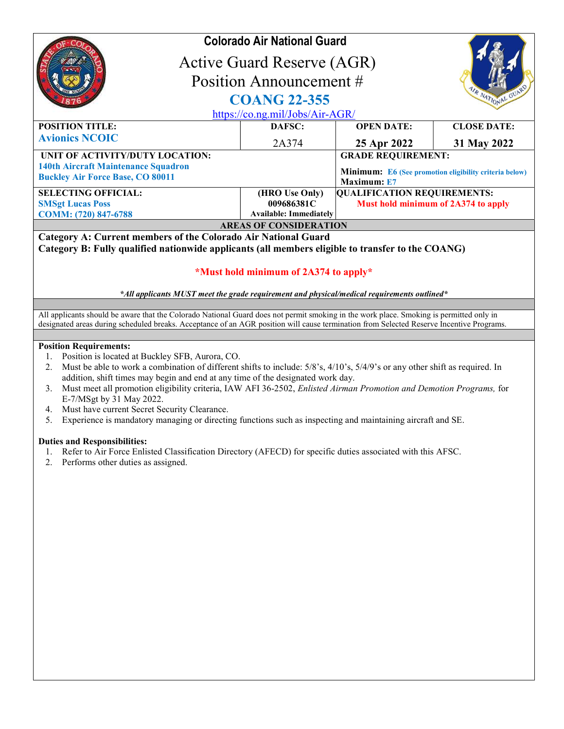# Colorado Air National Guard

## Active Guard Reserve (AGR)
## Position Announcement #
## COANG 22-355

https://co.ng.mil/Jobs/Air-AGR/

| POSITION TITLE: | DAFSC: | OPEN DATE: | CLOSE DATE: |
|---|---|---|---|
| Avionics NCOIC | 2A374 | 25 Apr 2022 | 31 May 2022 |
| UNIT OF ACTIVITY/DUTY LOCATION: 140th Aircraft Maintenance Squadron Buckley Air Force Base, CO 80011 | | GRADE REQUIREMENT: Minimum: E6 (See promotion eligibility criteria below) Maximum: E7 | |
| SELECTING OFFICIAL: SMSgt Lucas Poss COMM: (720) 847-6788 | (HRO Use Only) 009686381C Available: Immediately | QUALIFICATION REQUIREMENTS: Must hold minimum of 2A374 to apply | |

**AREAS OF CONSIDERATION**

**Category A: Current members of the Colorado Air National Guard**
**Category B: Fully qualified nationwide applicants (all members eligible to transfer to the COANG)**

**\*Must hold minimum of 2A374 to apply\***

***All applicants MUST meet the grade requirement and physical/medical requirements outlined\****

All applicants should be aware that the Colorado National Guard does not permit smoking in the work place. Smoking is permitted only in designated areas during scheduled breaks. Acceptance of an AGR position will cause termination from Selected Reserve Incentive Programs.

**Position Requirements:**

1. Position is located at Buckley SFB, Aurora, CO.
2. Must be able to work a combination of different shifts to include: 5/8's, 4/10's, 5/4/9's or any other shift as required. In addition, shift times may begin and end at any time of the designated work day.
3. Must meet all promotion eligibility criteria, IAW AFI 36-2502, *Enlisted Airman Promotion and Demotion Programs,* for E-7/MSgt by 31 May 2022.
4. Must have current Secret Security Clearance.
5. Experience is mandatory managing or directing functions such as inspecting and maintaining aircraft and SE.

**Duties and Responsibilities:**

1. Refer to Air Force Enlisted Classification Directory (AFECD) for specific duties associated with this AFSC.
2. Performs other duties as assigned.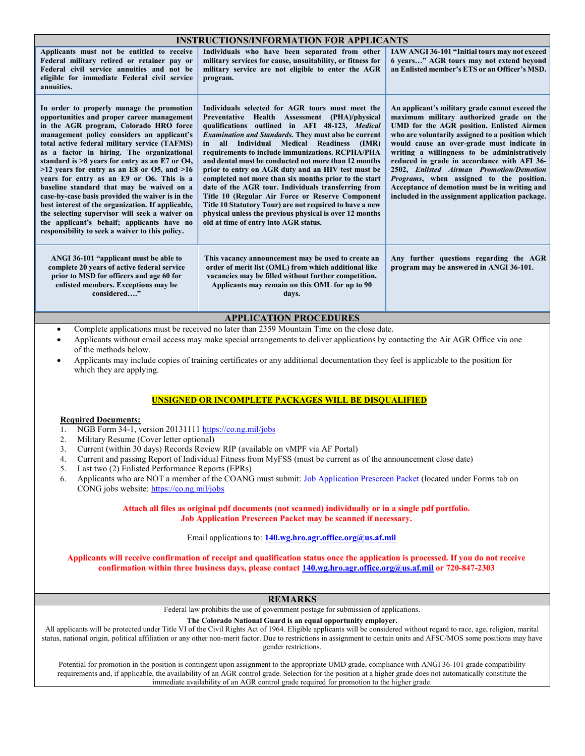## INSTRUCTIONS/INFORMATION FOR APPLICANTS

| | | |
|---|---|---|
| **Applicants must not be entitled to receive Federal military retired or retainer pay or Federal civil service annuities and not be eligible for immediate Federal civil service annuities.** | **Individuals who have been separated from other military services for cause, unsuitability, or fitness for military service are not eligible to enter the AGR program.** | **IAW ANGI 36-101 "Initial tours may not exceed 6 years…" AGR tours may not extend beyond an Enlisted member's ETS or an Officer's MSD.** |
| **In order to properly manage the promotion opportunities and proper career management in the AGR program, Colorado HRO force management policy considers an applicant's total active federal military service (TAFMS) as a factor in hiring. The organizational standard is >8 years for entry as an E7 or O4, >12 years for entry as an E8 or O5, and >16 years for entry as an E9 or O6. This is a baseline standard that may be waived on a case-by-case basis provided the waiver is in the best interest of the organization. If applicable, the selecting supervisor will seek a waiver on the applicant's behalf; applicants have no responsibility to seek a waiver to this policy.** | **Individuals selected for AGR tours must meet the Preventative Health Assessment (PHA)/physical qualifications outlined in AFI 48-123, *Medical Examination and Standards.* They must also be current in all Individual Medical Readiness (IMR) requirements to include immunizations. RCPHA/PHA and dental must be conducted not more than 12 months prior to entry on AGR duty and an HIV test must be completed not more than six months prior to the start date of the AGR tour. Individuals transferring from Title 10 (Regular Air Force or Reserve Component Title 10 Statutory Tour) are not required to have a new physical unless the previous physical is over 12 months old at time of entry into AGR status.** | **An applicant's military grade cannot exceed the maximum military authorized grade on the UMD for the AGR position. Enlisted Airmen who are voluntarily assigned to a position which would cause an over-grade must indicate in writing a willingness to be administratively reduced in grade in accordance with AFI 36-2502, *Enlisted Airman Promotion/Demotion Programs*, when assigned to the position. Acceptance of demotion must be in writing and included in the assignment application package.** |
| **ANGI 36-101 "applicant must be able to complete 20 years of active federal service prior to MSD for officers and age 60 for enlisted members. Exceptions may be considered…."** | **This vacancy announcement may be used to create an order of merit list (OML) from which additional like vacancies may be filled without further competition. Applicants may remain on this OML for up to 90 days.** | **Any further questions regarding the AGR program may be answered in ANGI 36-101.** |

## APPLICATION PROCEDURES

- Complete applications must be received no later than 2359 Mountain Time on the close date.
- Applicants without email access may make special arrangements to deliver applications by contacting the Air AGR Office via one of the methods below.
- Applicants may include copies of training certificates or any additional documentation they feel is applicable to the position for which they are applying.

**UNSIGNED OR INCOMPLETE PACKAGES WILL BE DISQUALIFIED**

**Required Documents:**

1. NGB Form 34-1, version 20131111 https://co.ng.mil/jobs
2. Military Resume (Cover letter optional)
3. Current (within 30 days) Records Review RIP (available on vMPF via AF Portal)
4. Current and passing Report of Individual Fitness from MyFSS (must be current as of the announcement close date)
5. Last two (2) Enlisted Performance Reports (EPRs)
6. Applicants who are NOT a member of the COANG must submit: Job Application Prescreen Packet (located under Forms tab on CONG jobs website: https://co.ng.mil/jobs

**Attach all files as original pdf documents (not scanned) individually or in a single pdf portfolio.**
**Job Application Prescreen Packet may be scanned if necessary.**

Email applications to: **140.wg.hro.agr.office.org@us.af.mil**

**Applicants will receive confirmation of receipt and qualification status once the application is processed. If you do not receive confirmation within three business days, please contact 140.wg.hro.agr.office.org@us.af.mil or 720-847-2303**

## REMARKS

Federal law prohibits the use of government postage for submission of applications.

**The Colorado National Guard is an equal opportunity employer.**

All applicants will be protected under Title VI of the Civil Rights Act of 1964. Eligible applicants will be considered without regard to race, age, religion, marital status, national origin, political affiliation or any other non-merit factor. Due to restrictions in assignment to certain units and AFSC/MOS some positions may have gender restrictions.

Potential for promotion in the position is contingent upon assignment to the appropriate UMD grade, compliance with ANGI 36-101 grade compatibility requirements and, if applicable, the availability of an AGR control grade. Selection for the position at a higher grade does not automatically constitute the immediate availability of an AGR control grade required for promotion to the higher grade.